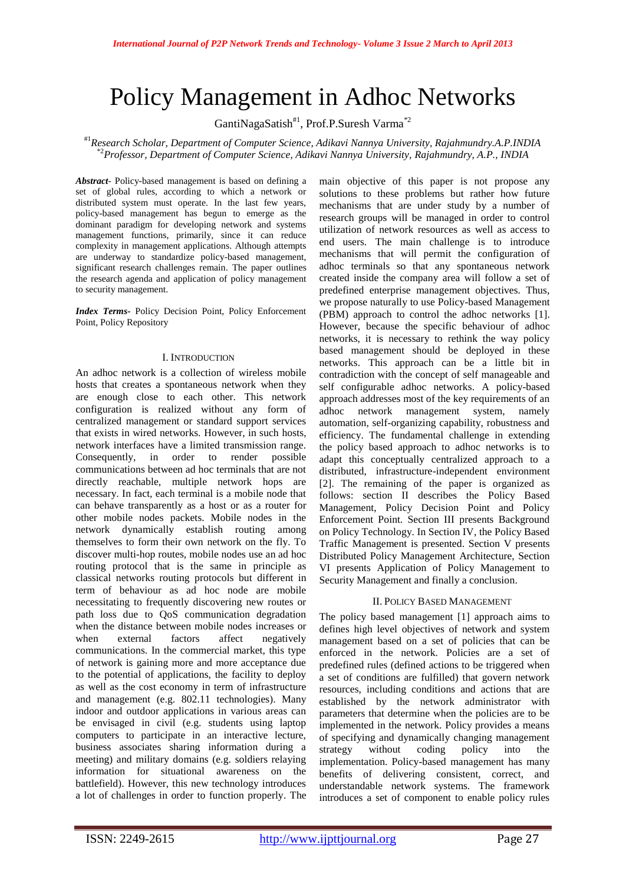# Policy Management in Adhoc Networks

GantiNagaSatish[#1], Prof.P.Suresh Varma[*2]

[#1]*Research Scholar, Department of Computer Science, Adikavi Nannya University, Rajahmundry.A.P.INDIA*
[*2]*Professor, Department of Computer Science, Adikavi Nannya University, Rajahmundry, A.P., INDIA*

***Abstract-*** Policy-based management is based on defining a set of global rules, according to which a network or distributed system must operate. In the last few years, policy-based management has begun to emerge as the dominant paradigm for developing network and systems management functions, primarily, since it can reduce complexity in management applications. Although attempts are underway to standardize policy-based management, significant research challenges remain. The paper outlines the research agenda and application of policy management to security management.

***Index Terms-*** Policy Decision Point, Policy Enforcement Point, Policy Repository

## I. INTRODUCTION

An adhoc network is a collection of wireless mobile hosts that creates a spontaneous network when they are enough close to each other. This network configuration is realized without any form of centralized management or standard support services that exists in wired networks. However, in such hosts, network interfaces have a limited transmission range. Consequently, in order to render possible communications between ad hoc terminals that are not directly reachable, multiple network hops are necessary. In fact, each terminal is a mobile node that can behave transparently as a host or as a router for other mobile nodes packets. Mobile nodes in the network dynamically establish routing among themselves to form their own network on the fly. To discover multi-hop routes, mobile nodes use an ad hoc routing protocol that is the same in principle as classical networks routing protocols but different in term of behaviour as ad hoc node are mobile necessitating to frequently discovering new routes or path loss due to QoS communication degradation when the distance between mobile nodes increases or when external factors affect negatively communications. In the commercial market, this type of network is gaining more and more acceptance due to the potential of applications, the facility to deploy as well as the cost economy in term of infrastructure and management (e.g. 802.11 technologies). Many indoor and outdoor applications in various areas can be envisaged in civil (e.g. students using laptop computers to participate in an interactive lecture, business associates sharing information during a meeting) and military domains (e.g. soldiers relaying information for situational awareness on the battlefield). However, this new technology introduces a lot of challenges in order to function properly. The main objective of this paper is not propose any solutions to these problems but rather how future mechanisms that are under study by a number of research groups will be managed in order to control utilization of network resources as well as access to end users. The main challenge is to introduce mechanisms that will permit the configuration of adhoc terminals so that any spontaneous network created inside the company area will follow a set of predefined enterprise management objectives. Thus, we propose naturally to use Policy-based Management (PBM) approach to control the adhoc networks [1]. However, because the specific behaviour of adhoc networks, it is necessary to rethink the way policy based management should be deployed in these networks. This approach can be a little bit in contradiction with the concept of self manageable and self configurable adhoc networks. A policy-based approach addresses most of the key requirements of an adhoc network management system, namely automation, self-organizing capability, robustness and efficiency. The fundamental challenge in extending the policy based approach to adhoc networks is to adapt this conceptually centralized approach to a distributed, infrastructure-independent environment [2]. The remaining of the paper is organized as follows: section II describes the Policy Based Management, Policy Decision Point and Policy Enforcement Point. Section III presents Background on Policy Technology. In Section IV, the Policy Based Traffic Management is presented. Section V presents Distributed Policy Management Architecture, Section VI presents Application of Policy Management to Security Management and finally a conclusion.

## II. POLICY BASED MANAGEMENT

The policy based management [1] approach aims to defines high level objectives of network and system management based on a set of policies that can be enforced in the network. Policies are a set of predefined rules (defined actions to be triggered when a set of conditions are fulfilled) that govern network resources, including conditions and actions that are established by the network administrator with parameters that determine when the policies are to be implemented in the network. Policy provides a means of specifying and dynamically changing management strategy without coding policy into the implementation. Policy-based management has many benefits of delivering consistent, correct, and understandable network systems. The framework introduces a set of component to enable policy rules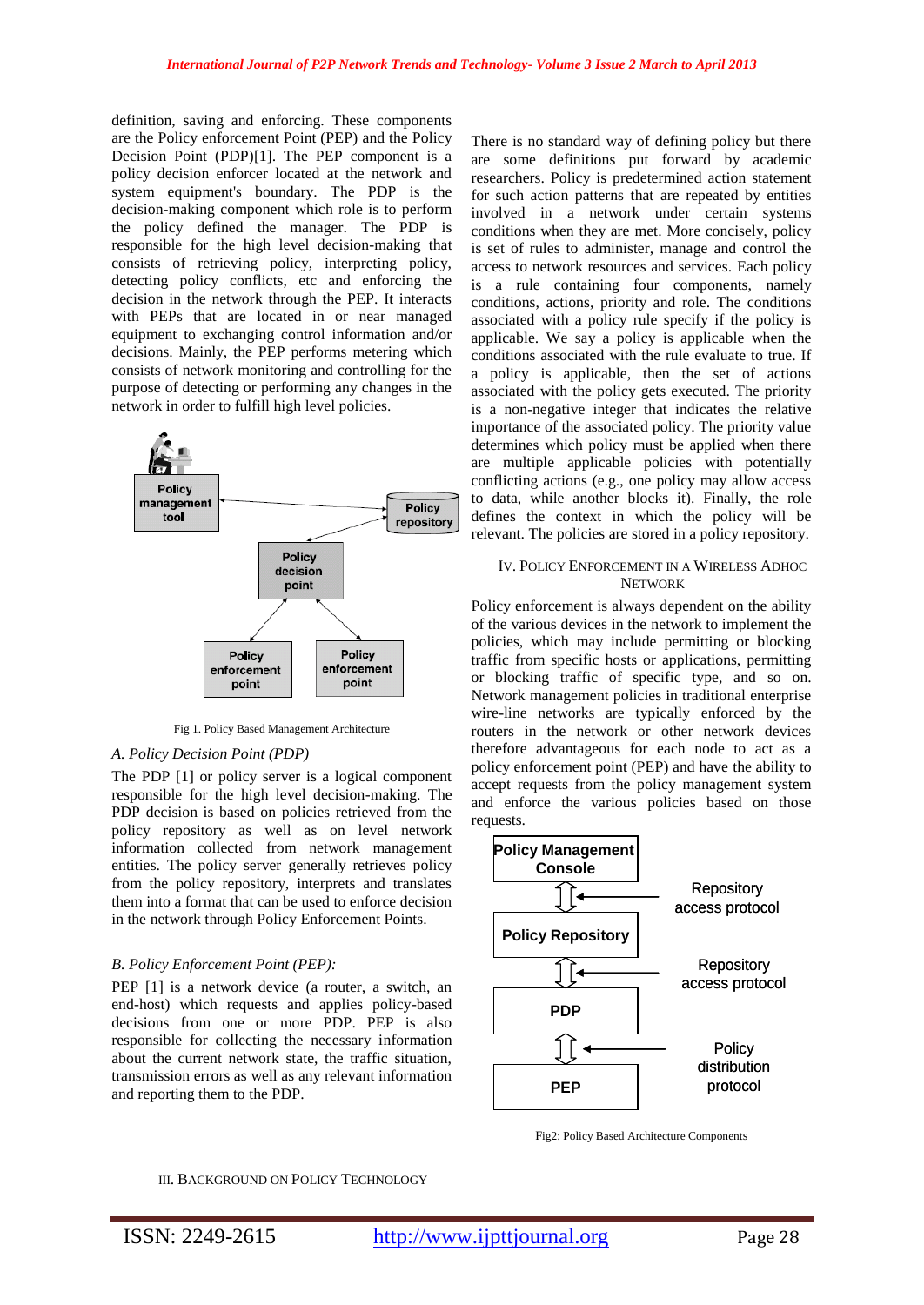definition, saving and enforcing. These components are the Policy enforcement Point (PEP) and the Policy Decision Point (PDP)[1]. The PEP component is a policy decision enforcer located at the network and system equipment's boundary. The PDP is the decision-making component which role is to perform the policy defined the manager. The PDP is responsible for the high level decision-making that consists of retrieving policy, interpreting policy, detecting policy conflicts, etc and enforcing the decision in the network through the PEP. It interacts with PEPs that are located in or near managed equipment to exchanging control information and/or decisions. Mainly, the PEP performs metering which consists of network monitoring and controlling for the purpose of detecting or performing any changes in the network in order to fulfill high level policies.

Fig 1. Policy Based Management Architecture

### A. Policy Decision Point (PDP)

The PDP [1] or policy server is a logical component responsible for the high level decision-making. The PDP decision is based on policies retrieved from the policy repository as well as on level network information collected from network management entities. The policy server generally retrieves policy from the policy repository, interprets and translates them into a format that can be used to enforce decision in the network through Policy Enforcement Points.

### B. Policy Enforcement Point (PEP):

PEP [1] is a network device (a router, a switch, an end-host) which requests and applies policy-based decisions from one or more PDP. PEP is also responsible for collecting the necessary information about the current network state, the traffic situation, transmission errors as well as any relevant information and reporting them to the PDP.

## III. Background on Policy Technology

There is no standard way of defining policy but there are some definitions put forward by academic researchers. Policy is predetermined action statement for such action patterns that are repeated by entities involved in a network under certain systems conditions when they are met. More concisely, policy is set of rules to administer, manage and control the access to network resources and services. Each policy is a rule containing four components, namely conditions, actions, priority and role. The conditions associated with a policy rule specify if the policy is applicable. We say a policy is applicable when the conditions associated with the rule evaluate to true. If a policy is applicable, then the set of actions associated with the policy gets executed. The priority is a non-negative integer that indicates the relative importance of the associated policy. The priority value determines which policy must be applied when there are multiple applicable policies with potentially conflicting actions (e.g., one policy may allow access to data, while another blocks it). Finally, the role defines the context in which the policy will be relevant. The policies are stored in a policy repository.

## IV. Policy Enforcement in a Wireless Adhoc Network

Policy enforcement is always dependent on the ability of the various devices in the network to implement the policies, which may include permitting or blocking traffic from specific hosts or applications, permitting or blocking traffic of specific type, and so on. Network management policies in traditional enterprise wire-line networks are typically enforced by the routers in the network or other network devices therefore advantageous for each node to act as a policy enforcement point (PEP) and have the ability to accept requests from the policy management system and enforce the various policies based on those requests.

Fig2: Policy Based Architecture Components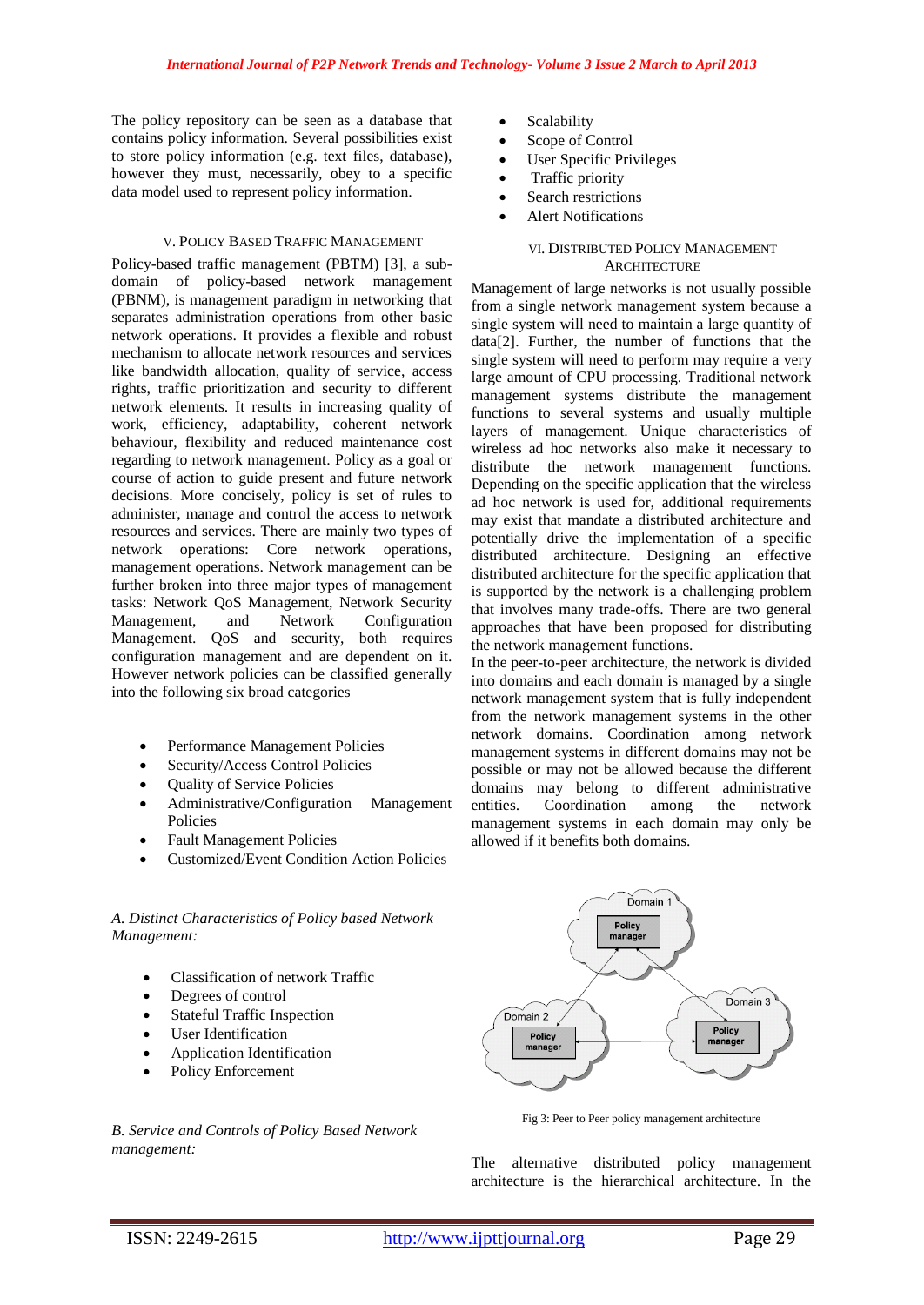The policy repository can be seen as a database that contains policy information. Several possibilities exist to store policy information (e.g. text files, database), however they must, necessarily, obey to a specific data model used to represent policy information.

## V. Policy Based Traffic Management

Policy-based traffic management (PBTM) [3], a sub-domain of policy-based network management (PBNM), is management paradigm in networking that separates administration operations from other basic network operations. It provides a flexible and robust mechanism to allocate network resources and services like bandwidth allocation, quality of service, access rights, traffic prioritization and security to different network elements. It results in increasing quality of work, efficiency, adaptability, coherent network behaviour, flexibility and reduced maintenance cost regarding to network management. Policy as a goal or course of action to guide present and future network decisions. More concisely, policy is set of rules to administer, manage and control the access to network resources and services. There are mainly two types of network operations: Core network operations, management operations. Network management can be further broken into three major types of management tasks: Network QoS Management, Network Security Management, and Network Configuration Management. QoS and security, both requires configuration management and are dependent on it. However network policies can be classified generally into the following six broad categories

- Performance Management Policies
- Security/Access Control Policies
- Quality of Service Policies
- Administrative/Configuration Management Policies
- Fault Management Policies
- Customized/Event Condition Action Policies

### *A. Distinct Characteristics of Policy based Network Management:*

- Classification of network Traffic
- Degrees of control
- Stateful Traffic Inspection
- User Identification
- Application Identification
- Policy Enforcement

### *B. Service and Controls of Policy Based Network management:*

- Scalability
- Scope of Control
- User Specific Privileges
- Traffic priority
- Search restrictions
- Alert Notifications

## VI. Distributed Policy Management Architecture

Management of large networks is not usually possible from a single network management system because a single system will need to maintain a large quantity of data[2]. Further, the number of functions that the single system will need to perform may require a very large amount of CPU processing. Traditional network management systems distribute the management functions to several systems and usually multiple layers of management. Unique characteristics of wireless ad hoc networks also make it necessary to distribute the network management functions. Depending on the specific application that the wireless ad hoc network is used for, additional requirements may exist that mandate a distributed architecture and potentially drive the implementation of a specific distributed architecture. Designing an effective distributed architecture for the specific application that is supported by the network is a challenging problem that involves many trade-offs. There are two general approaches that have been proposed for distributing the network management functions.

In the peer-to-peer architecture, the network is divided into domains and each domain is managed by a single network management system that is fully independent from the network management systems in the other network domains. Coordination among network management systems in different domains may not be possible or may not be allowed because the different domains may belong to different administrative entities. Coordination among the network management systems in each domain may only be allowed if it benefits both domains.

Fig 3: Peer to Peer policy management architecture

The alternative distributed policy management architecture is the hierarchical architecture. In the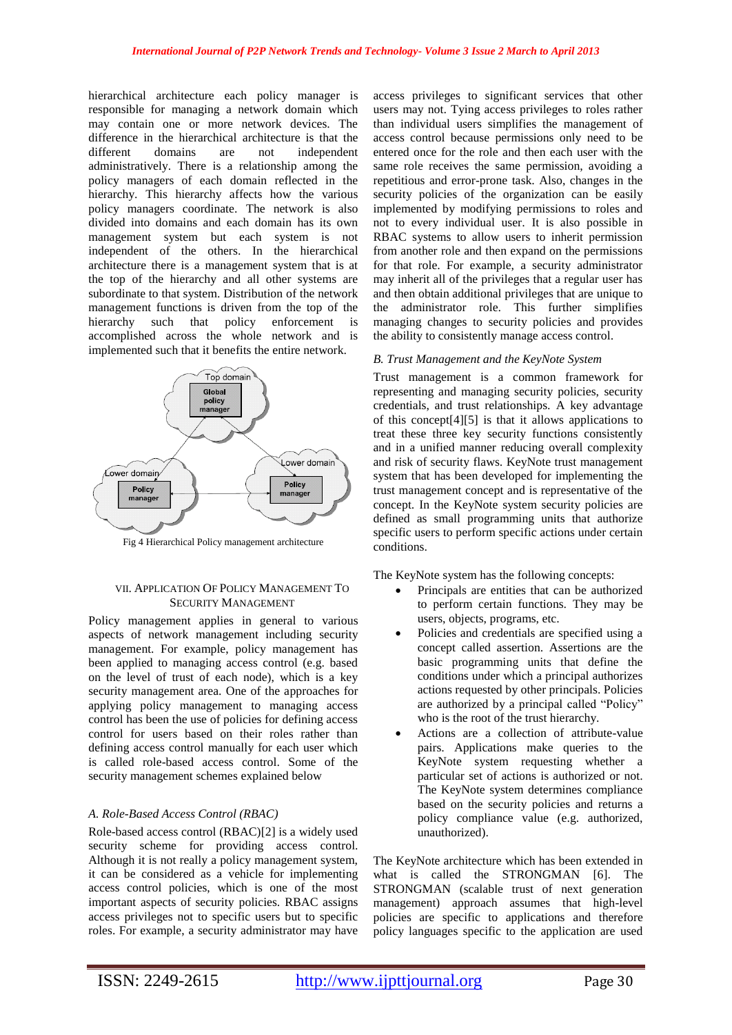hierarchical architecture each policy manager is responsible for managing a network domain which may contain one or more network devices. The difference in the hierarchical architecture is that the different domains are not independent administratively. There is a relationship among the policy managers of each domain reflected in the hierarchy. This hierarchy affects how the various policy managers coordinate. The network is also divided into domains and each domain has its own management system but each system is not independent of the others. In the hierarchical architecture there is a management system that is at the top of the hierarchy and all other systems are subordinate to that system. Distribution of the network management functions is driven from the top of the hierarchy such that policy enforcement is accomplished across the whole network and is implemented such that it benefits the entire network.

Fig 4 Hierarchical Policy management architecture

## VII. Application Of Policy Management To Security Management

Policy management applies in general to various aspects of network management including security management. For example, policy management has been applied to managing access control (e.g. based on the level of trust of each node), which is a key security management area. One of the approaches for applying policy management to managing access control has been the use of policies for defining access control for users based on their roles rather than defining access control manually for each user which is called role-based access control. Some of the security management schemes explained below

### *A. Role-Based Access Control (RBAC)*

Role-based access control (RBAC)[2] is a widely used security scheme for providing access control. Although it is not really a policy management system, it can be considered as a vehicle for implementing access control policies, which is one of the most important aspects of security policies. RBAC assigns access privileges not to specific users but to specific roles. For example, a security administrator may have access privileges to significant services that other users may not. Tying access privileges to roles rather than individual users simplifies the management of access control because permissions only need to be entered once for the role and then each user with the same role receives the same permission, avoiding a repetitious and error-prone task. Also, changes in the security policies of the organization can be easily implemented by modifying permissions to roles and not to every individual user. It is also possible in RBAC systems to allow users to inherit permission from another role and then expand on the permissions for that role. For example, a security administrator may inherit all of the privileges that a regular user has and then obtain additional privileges that are unique to the administrator role. This further simplifies managing changes to security policies and provides the ability to consistently manage access control.

### *B. Trust Management and the KeyNote System*

Trust management is a common framework for representing and managing security policies, security credentials, and trust relationships. A key advantage of this concept[4][5] is that it allows applications to treat these three key security functions consistently and in a unified manner reducing overall complexity and risk of security flaws. KeyNote trust management system that has been developed for implementing the trust management concept and is representative of the concept. In the KeyNote system security policies are defined as small programming units that authorize specific users to perform specific actions under certain conditions.

The KeyNote system has the following concepts:

- Principals are entities that can be authorized to perform certain functions. They may be users, objects, programs, etc.
- Policies and credentials are specified using a concept called assertion. Assertions are the basic programming units that define the conditions under which a principal authorizes actions requested by other principals. Policies are authorized by a principal called "Policy" who is the root of the trust hierarchy.
- Actions are a collection of attribute-value pairs. Applications make queries to the KeyNote system requesting whether a particular set of actions is authorized or not. The KeyNote system determines compliance based on the security policies and returns a policy compliance value (e.g. authorized, unauthorized).

The KeyNote architecture which has been extended in what is called the STRONGMAN [6]. The STRONGMAN (scalable trust of next generation management) approach assumes that high-level policies are specific to applications and therefore policy languages specific to the application are used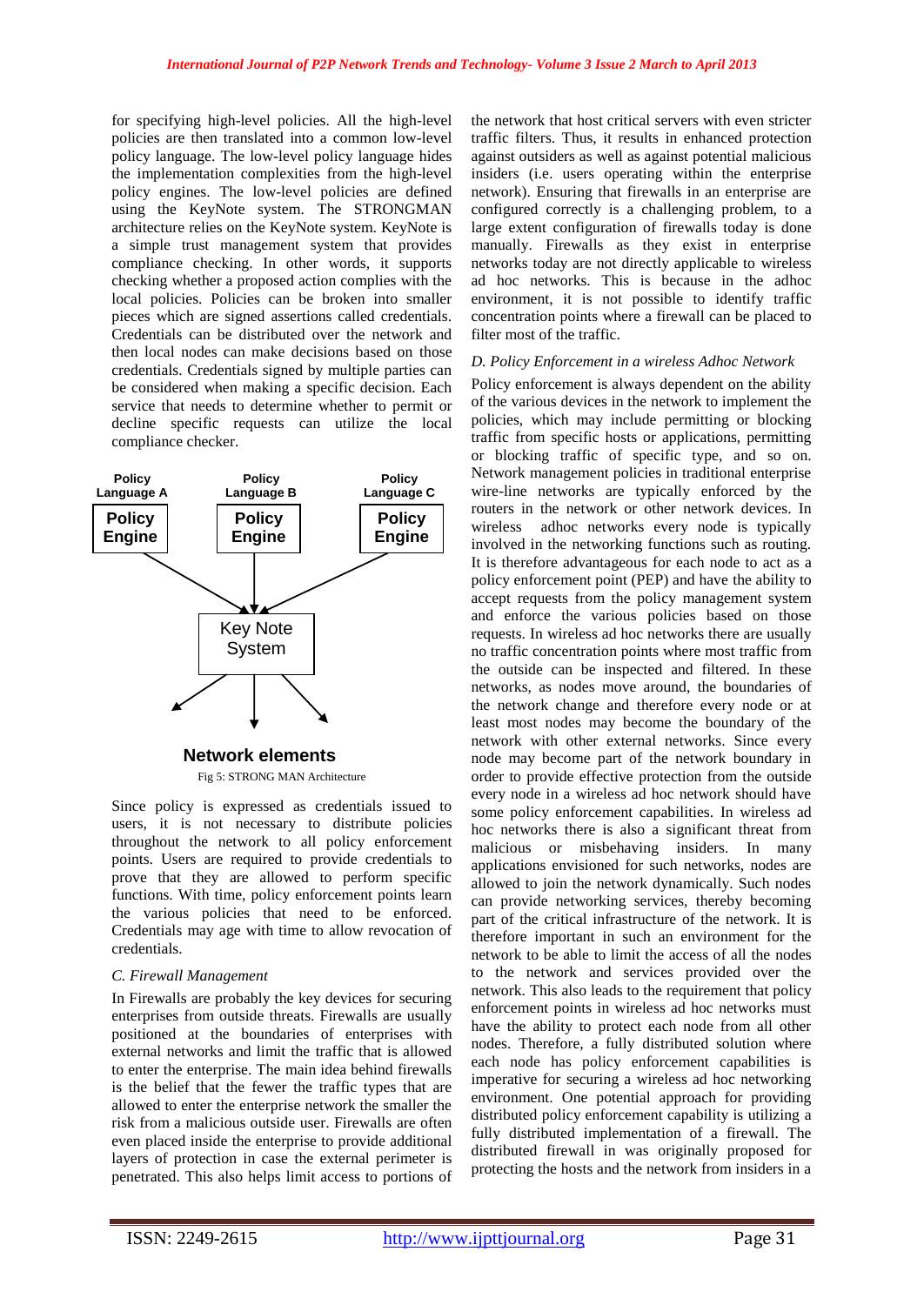for specifying high-level policies. All the high-level policies are then translated into a common low-level policy language. The low-level policy language hides the implementation complexities from the high-level policy engines. The low-level policies are defined using the KeyNote system. The STRONGMAN architecture relies on the KeyNote system. KeyNote is a simple trust management system that provides compliance checking. In other words, it supports checking whether a proposed action complies with the local policies. Policies can be broken into smaller pieces which are signed assertions called credentials. Credentials can be distributed over the network and then local nodes can make decisions based on those credentials. Credentials signed by multiple parties can be considered when making a specific decision. Each service that needs to determine whether to permit or decline specific requests can utilize the local compliance checker.

Policy Language A

Policy Engine

Policy Language B

Policy Engine

Policy Language C

Policy Engine

Key Note System

Network elements

Fig 5: STRONG MAN Architecture

Since policy is expressed as credentials issued to users, it is not necessary to distribute policies throughout the network to all policy enforcement points. Users are required to provide credentials to prove that they are allowed to perform specific functions. With time, policy enforcement points learn the various policies that need to be enforced. Credentials may age with time to allow revocation of credentials.

### *C. Firewall Management*

In Firewalls are probably the key devices for securing enterprises from outside threats. Firewalls are usually positioned at the boundaries of enterprises with external networks and limit the traffic that is allowed to enter the enterprise. The main idea behind firewalls is the belief that the fewer the traffic types that are allowed to enter the enterprise network the smaller the risk from a malicious outside user. Firewalls are often even placed inside the enterprise to provide additional layers of protection in case the external perimeter is penetrated. This also helps limit access to portions of the network that host critical servers with even stricter traffic filters. Thus, it results in enhanced protection against outsiders as well as against potential malicious insiders (i.e. users operating within the enterprise network). Ensuring that firewalls in an enterprise are configured correctly is a challenging problem, to a large extent configuration of firewalls today is done manually. Firewalls as they exist in enterprise networks today are not directly applicable to wireless ad hoc networks. This is because in the adhoc environment, it is not possible to identify traffic concentration points where a firewall can be placed to filter most of the traffic.

### *D. Policy Enforcement in a wireless Adhoc Network*

Policy enforcement is always dependent on the ability of the various devices in the network to implement the policies, which may include permitting or blocking traffic from specific hosts or applications, permitting or blocking traffic of specific type, and so on. Network management policies in traditional enterprise wire-line networks are typically enforced by the routers in the network or other network devices. In wireless adhoc networks every node is typically involved in the networking functions such as routing. It is therefore advantageous for each node to act as a policy enforcement point (PEP) and have the ability to accept requests from the policy management system and enforce the various policies based on those requests. In wireless ad hoc networks there are usually no traffic concentration points where most traffic from the outside can be inspected and filtered. In these networks, as nodes move around, the boundaries of the network change and therefore every node or at least most nodes may become the boundary of the network with other external networks. Since every node may become part of the network boundary in order to provide effective protection from the outside every node in a wireless ad hoc network should have some policy enforcement capabilities. In wireless ad hoc networks there is also a significant threat from malicious or misbehaving insiders. In many applications envisioned for such networks, nodes are allowed to join the network dynamically. Such nodes can provide networking services, thereby becoming part of the critical infrastructure of the network. It is therefore important in such an environment for the network to be able to limit the access of all the nodes to the network and services provided over the network. This also leads to the requirement that policy enforcement points in wireless ad hoc networks must have the ability to protect each node from all other nodes. Therefore, a fully distributed solution where each node has policy enforcement capabilities is imperative for securing a wireless ad hoc networking environment. One potential approach for providing distributed policy enforcement capability is utilizing a fully distributed implementation of a firewall. The distributed firewall in was originally proposed for protecting the hosts and the network from insiders in a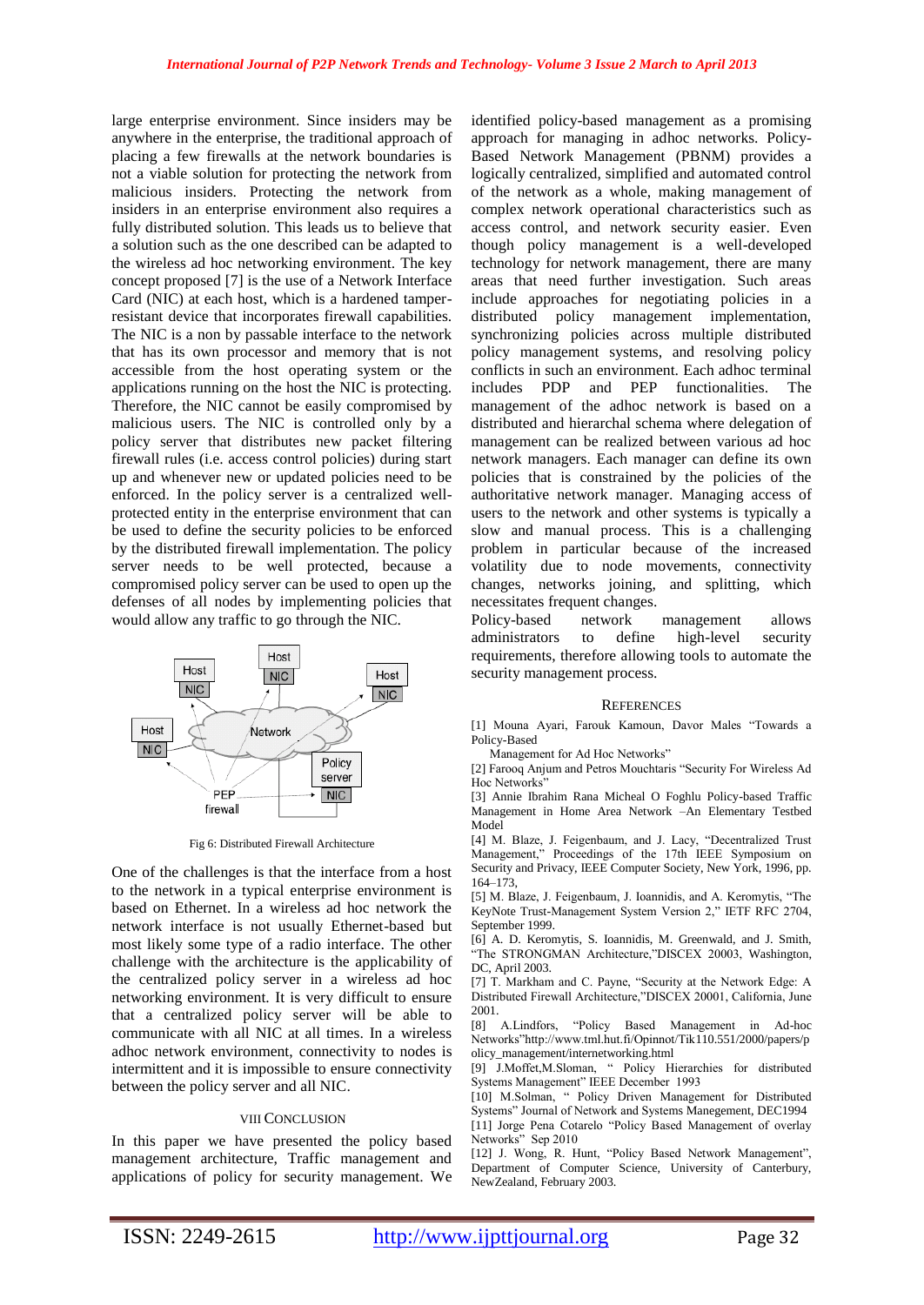large enterprise environment. Since insiders may be anywhere in the enterprise, the traditional approach of placing a few firewalls at the network boundaries is not a viable solution for protecting the network from malicious insiders. Protecting the network from insiders in an enterprise environment also requires a fully distributed solution. This leads us to believe that a solution such as the one described can be adapted to the wireless ad hoc networking environment. The key concept proposed [7] is the use of a Network Interface Card (NIC) at each host, which is a hardened tamper-resistant device that incorporates firewall capabilities. The NIC is a non by passable interface to the network that has its own processor and memory that is not accessible from the host operating system or the applications running on the host the NIC is protecting. Therefore, the NIC cannot be easily compromised by malicious users. The NIC is controlled only by a policy server that distributes new packet filtering firewall rules (i.e. access control policies) during start up and whenever new or updated policies need to be enforced. In the policy server is a centralized well-protected entity in the enterprise environment that can be used to define the security policies to be enforced by the distributed firewall implementation. The policy server needs to be well protected, because a compromised policy server can be used to open up the defenses of all nodes by implementing policies that would allow any traffic to go through the NIC.

Fig 6: Distributed Firewall Architecture

One of the challenges is that the interface from a host to the network in a typical enterprise environment is based on Ethernet. In a wireless ad hoc network the network interface is not usually Ethernet-based but most likely some type of a radio interface. The other challenge with the architecture is the applicability of the centralized policy server in a wireless ad hoc networking environment. It is very difficult to ensure that a centralized policy server will be able to communicate with all NIC at all times. In a wireless adhoc network environment, connectivity to nodes is intermittent and it is impossible to ensure connectivity between the policy server and all NIC.

## VIII Conclusion

In this paper we have presented the policy based management architecture, Traffic management and applications of policy for security management. We identified policy-based management as a promising approach for managing in adhoc networks. Policy-Based Network Management (PBNM) provides a logically centralized, simplified and automated control of the network as a whole, making management of complex network operational characteristics such as access control, and network security easier. Even though policy management is a well-developed technology for network management, there are many areas that need further investigation. Such areas include approaches for negotiating policies in a distributed policy management implementation, synchronizing policies across multiple distributed policy management systems, and resolving policy conflicts in such an environment. Each adhoc terminal includes PDP and PEP functionalities. The management of the adhoc network is based on a distributed and hierarchical schema where delegation of management can be realized between various ad hoc network managers. Each manager can define its own policies that is constrained by the policies of the authoritative network manager. Managing access of users to the network and other systems is typically a slow and manual process. This is a challenging problem in particular because of the increased volatility due to node movements, connectivity changes, networks joining, and splitting, which necessitates frequent changes.

Policy-based network management allows administrators to define high-level security requirements, therefore allowing tools to automate the security management process.

## References

[1] Mouna Ayari, Farouk Kamoun, Davor Males "Towards a Policy-Based Management for Ad Hoc Networks"

[2] Farooq Anjum and Petros Mouchtaris "Security For Wireless Ad Hoc Networks"

[3] Annie Ibrahim Rana Micheal O Foghlu Policy-based Traffic Management in Home Area Network –An Elementary Testbed Model

[4] M. Blaze, J. Feigenbaum, and J. Lacy, "Decentralized Trust Management," Proceedings of the 17th IEEE Symposium on Security and Privacy, IEEE Computer Society, New York, 1996, pp. 164–173,

[5] M. Blaze, J. Feigenbaum, J. Ioannidis, and A. Keromytis, "The KeyNote Trust-Management System Version 2," IETF RFC 2704, September 1999.

[6] A. D. Keromytis, S. Ioannidis, M. Greenwald, and J. Smith, "The STRONGMAN Architecture,"DISCEX 20003, Washington, DC, April 2003.

[7] T. Markham and C. Payne, "Security at the Network Edge: A Distributed Firewall Architecture,"DISCEX 20001, California, June 2001.

[8] A.Lindfors, "Policy Based Management in Ad-hoc Networks"http://www.tml.hut.fi/Opinnot/Tik110.551/2000/papers/policy_management/internetworking.html

[9] J.Moffet,M.Sloman, " Policy Hierarchies for distributed Systems Management" IEEE December 1993

[10] M.Solman, " Policy Driven Management for Distributed Systems" Journal of Network and Systems Manegement, DEC1994

[11] Jorge Pena Cotarelo "Policy Based Management of overlay Networks" Sep 2010

[12] J. Wong, R. Hunt, "Policy Based Network Management", Department of Computer Science, University of Canterbury, NewZealand, February 2003.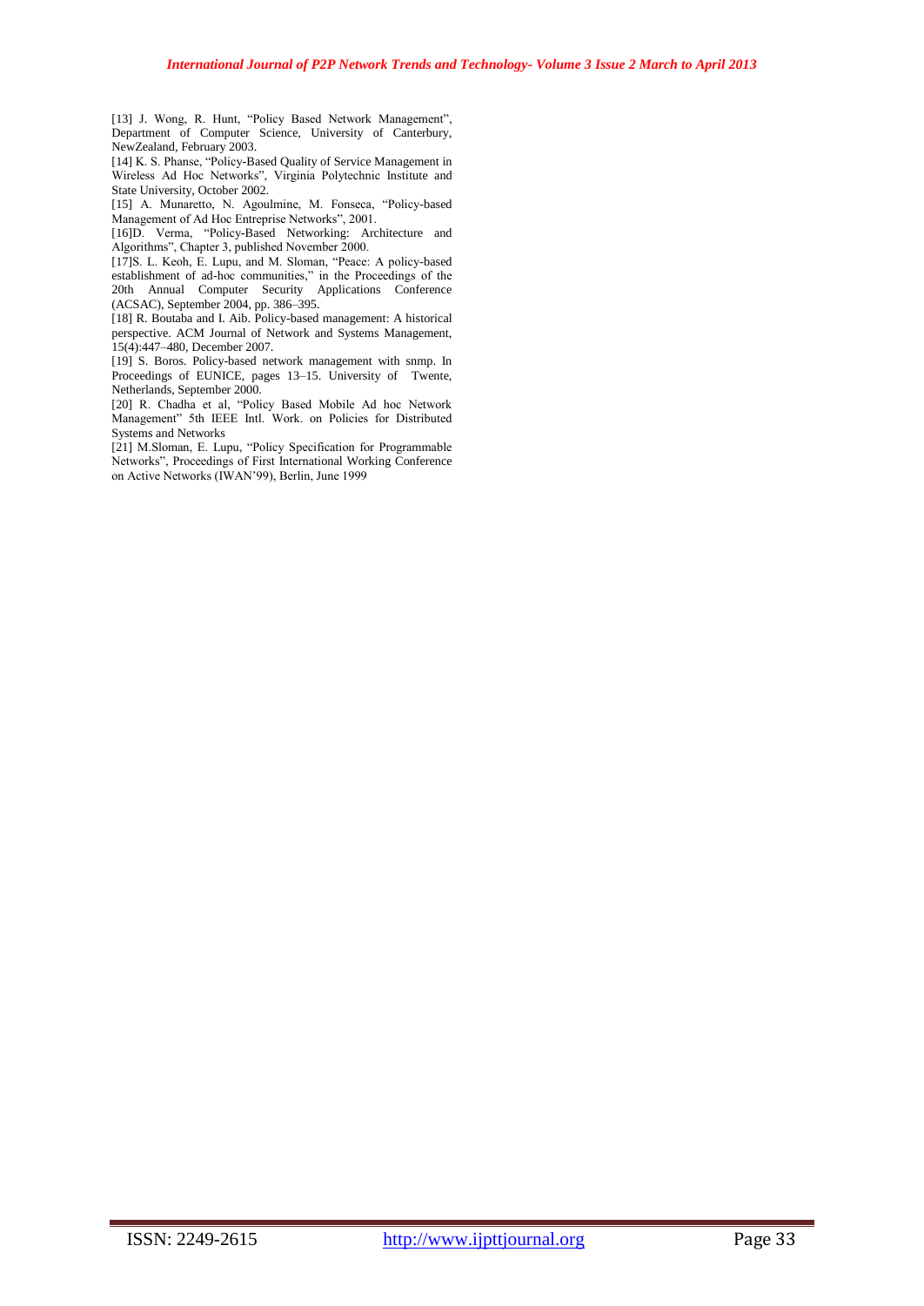[13] J. Wong, R. Hunt, "Policy Based Network Management", Department of Computer Science, University of Canterbury, NewZealand, February 2003.

[14] K. S. Phanse, "Policy-Based Quality of Service Management in Wireless Ad Hoc Networks", Virginia Polytechnic Institute and State University, October 2002.

[15] A. Munaretto, N. Agoulmine, M. Fonseca, "Policy-based Management of Ad Hoc Entreprise Networks", 2001.

[16]D. Verma, "Policy-Based Networking: Architecture and Algorithms", Chapter 3, published November 2000.

[17]S. L. Keoh, E. Lupu, and M. Sloman, "Peace: A policy-based establishment of ad-hoc communities," in the Proceedings of the 20th Annual Computer Security Applications Conference (ACSAC), September 2004, pp. 386–395.

[18] R. Boutaba and I. Aib. Policy-based management: A historical perspective. ACM Journal of Network and Systems Management, 15(4):447–480, December 2007.

[19] S. Boros. Policy-based network management with snmp. In Proceedings of EUNICE, pages 13–15. University of Twente, Netherlands, September 2000.

[20] R. Chadha et al, "Policy Based Mobile Ad hoc Network Management" 5th IEEE Intl. Work. on Policies for Distributed Systems and Networks

[21] M.Sloman, E. Lupu, "Policy Specification for Programmable Networks", Proceedings of First International Working Conference on Active Networks (IWAN'99), Berlin, June 1999